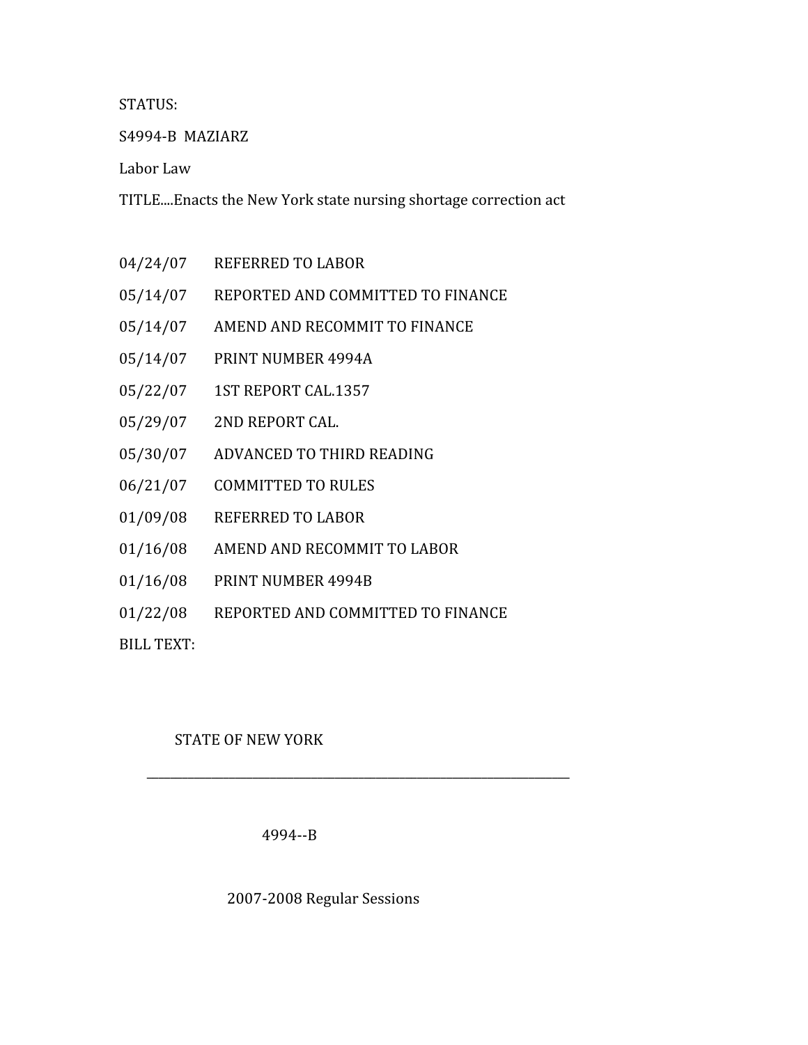STATUS:

S4994-B MAZIARZ

Labor Law

TITLE....Enacts the New York state nursing shortage correction act

| | |
|---|---|
| 04/24/07 | REFERRED TO LABOR |
| 05/14/07 | REPORTED AND COMMITTED TO FINANCE |
| 05/14/07 | AMEND AND RECOMMIT TO FINANCE |
| 05/14/07 | PRINT NUMBER 4994A |
| 05/22/07 | 1ST REPORT CAL.1357 |
| 05/29/07 | 2ND REPORT CAL. |
| 05/30/07 | ADVANCED TO THIRD READING |
| 06/21/07 | COMMITTED TO RULES |
| 01/09/08 | REFERRED TO LABOR |
| 01/16/08 | AMEND AND RECOMMIT TO LABOR |
| 01/16/08 | PRINT NUMBER 4994B |
| 01/22/08 | REPORTED AND COMMITTED TO FINANCE |

BILL TEXT:

STATE OF NEW YORK

---

4994--B

2007-2008 Regular Sessions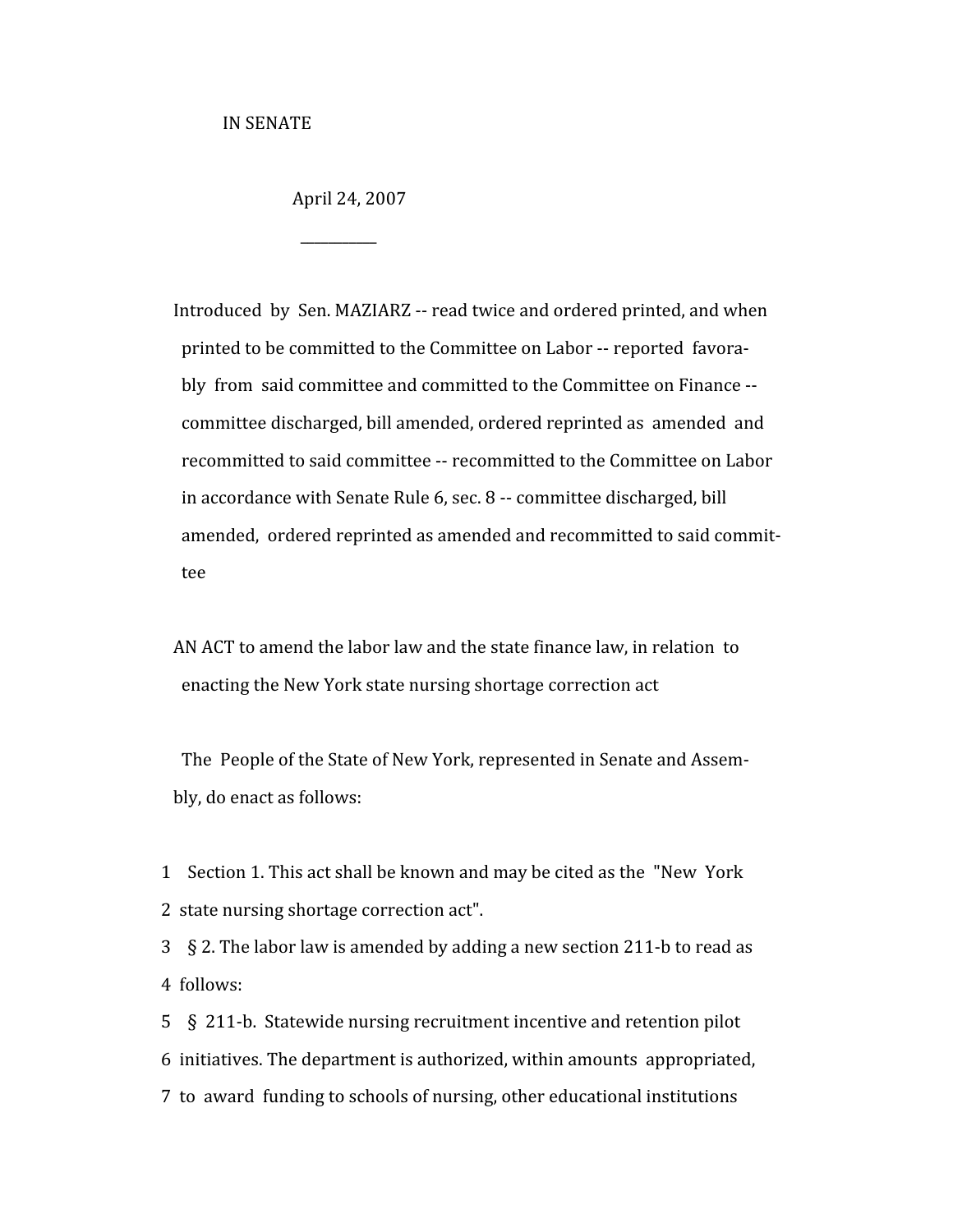IN SENATE

April 24, 2007

___________

Introduced by Sen. MAZIARZ -- read twice and ordered printed, and when printed to be committed to the Committee on Labor -- reported favorably from said committee and committed to the Committee on Finance -- committee discharged, bill amended, ordered reprinted as amended and recommitted to said committee -- recommitted to the Committee on Labor in accordance with Senate Rule 6, sec. 8 -- committee discharged, bill amended, ordered reprinted as amended and recommitted to said committee

AN ACT to amend the labor law and the state finance law, in relation to enacting the New York state nursing shortage correction act

The People of the State of New York, represented in Senate and Assembly, do enact as follows:

1 Section 1. This act shall be known and may be cited as the "New York
2 state nursing shortage correction act".
3 § 2. The labor law is amended by adding a new section 211-b to read as
4 follows:
5 § 211-b. Statewide nursing recruitment incentive and retention pilot
6 initiatives. The department is authorized, within amounts appropriated,
7 to award funding to schools of nursing, other educational institutions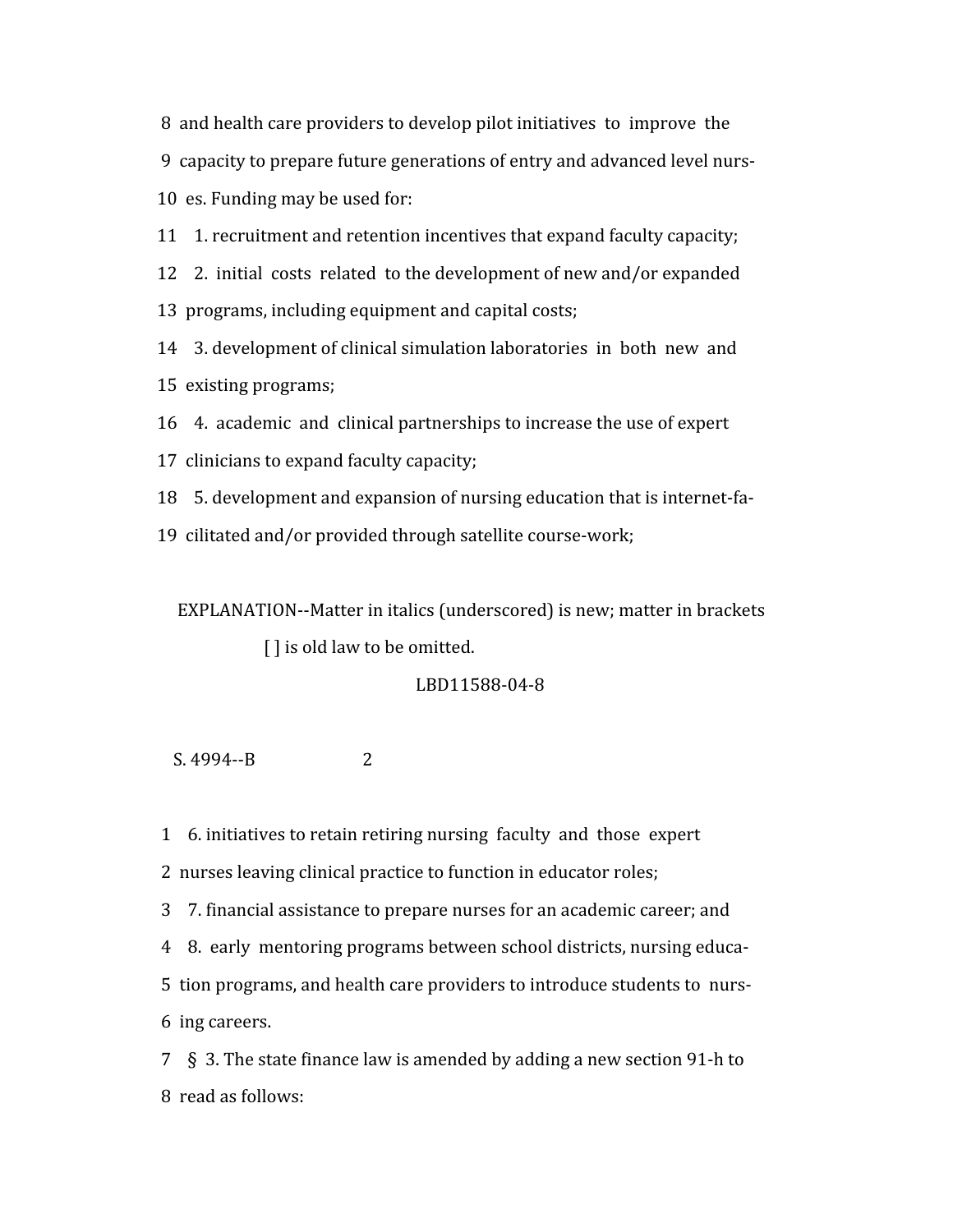8 and health care providers to develop pilot initiatives to improve the
9 capacity to prepare future generations of entry and advanced level nurs-
10 es. Funding may be used for:
11 1. recruitment and retention incentives that expand faculty capacity;
12 2. initial costs related to the development of new and/or expanded
13 programs, including equipment and capital costs;
14 3. development of clinical simulation laboratories in both new and
15 existing programs;
16 4. academic and clinical partnerships to increase the use of expert
17 clinicians to expand faculty capacity;
18 5. development and expansion of nursing education that is internet-fa-
19 cilitated and/or provided through satellite course-work;

EXPLANATION--Matter in italics (underscored) is new; matter in brackets [ ] is old law to be omitted.

LBD11588-04-8

S. 4994--B 2

1 6. initiatives to retain retiring nursing faculty and those expert
2 nurses leaving clinical practice to function in educator roles;
3 7. financial assistance to prepare nurses for an academic career; and
4 8. early mentoring programs between school districts, nursing educa-
5 tion programs, and health care providers to introduce students to nurs-
6 ing careers.
7 § 3. The state finance law is amended by adding a new section 91-h to
8 read as follows: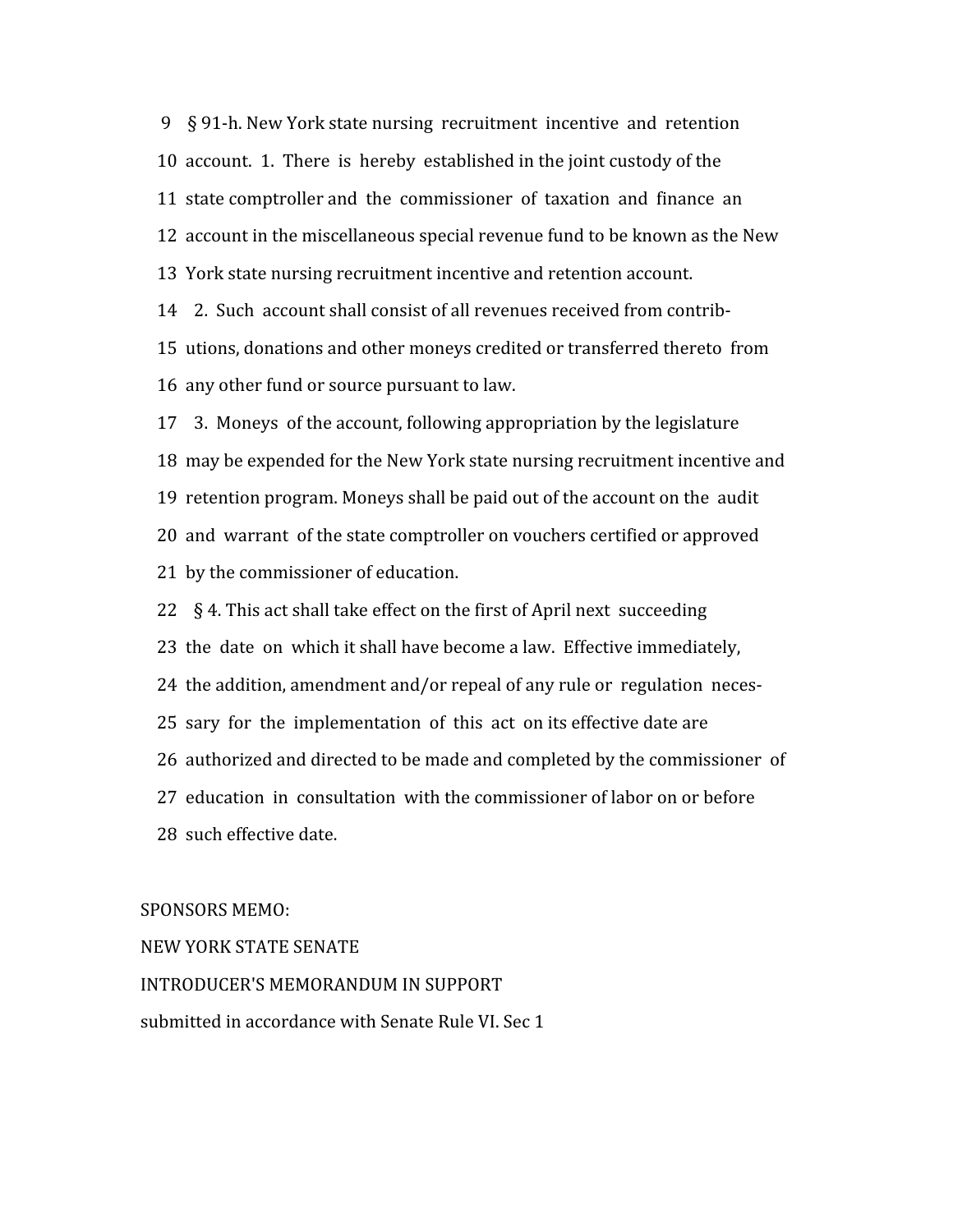9 § 91-h. New York state nursing recruitment incentive and retention
10 account. 1. There is hereby established in the joint custody of the
11 state comptroller and the commissioner of taxation and finance an
12 account in the miscellaneous special revenue fund to be known as the New
13 York state nursing recruitment incentive and retention account.
14 2. Such account shall consist of all revenues received from contrib-
15 utions, donations and other moneys credited or transferred thereto from
16 any other fund or source pursuant to law.
17 3. Moneys of the account, following appropriation by the legislature
18 may be expended for the New York state nursing recruitment incentive and
19 retention program. Moneys shall be paid out of the account on the audit
20 and warrant of the state comptroller on vouchers certified or approved
21 by the commissioner of education.
22 § 4. This act shall take effect on the first of April next succeeding
23 the date on which it shall have become a law. Effective immediately,
24 the addition, amendment and/or repeal of any rule or regulation neces-
25 sary for the implementation of this act on its effective date are
26 authorized and directed to be made and completed by the commissioner of
27 education in consultation with the commissioner of labor on or before
28 such effective date.

SPONSORS MEMO:

NEW YORK STATE SENATE

INTRODUCER'S MEMORANDUM IN SUPPORT

submitted in accordance with Senate Rule VI. Sec 1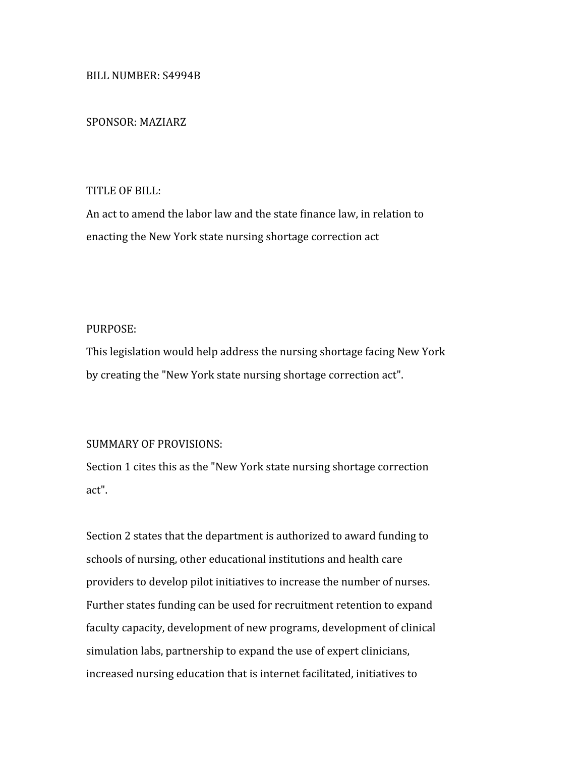BILL NUMBER: S4994B

SPONSOR: MAZIARZ

TITLE OF BILL:
An act to amend the labor law and the state finance law, in relation to enacting the New York state nursing shortage correction act

PURPOSE:
This legislation would help address the nursing shortage facing New York by creating the "New York state nursing shortage correction act".

SUMMARY OF PROVISIONS:
Section 1 cites this as the "New York state nursing shortage correction act".

Section 2 states that the department is authorized to award funding to schools of nursing, other educational institutions and health care providers to develop pilot initiatives to increase the number of nurses. Further states funding can be used for recruitment retention to expand faculty capacity, development of new programs, development of clinical simulation labs, partnership to expand the use of expert clinicians, increased nursing education that is internet facilitated, initiatives to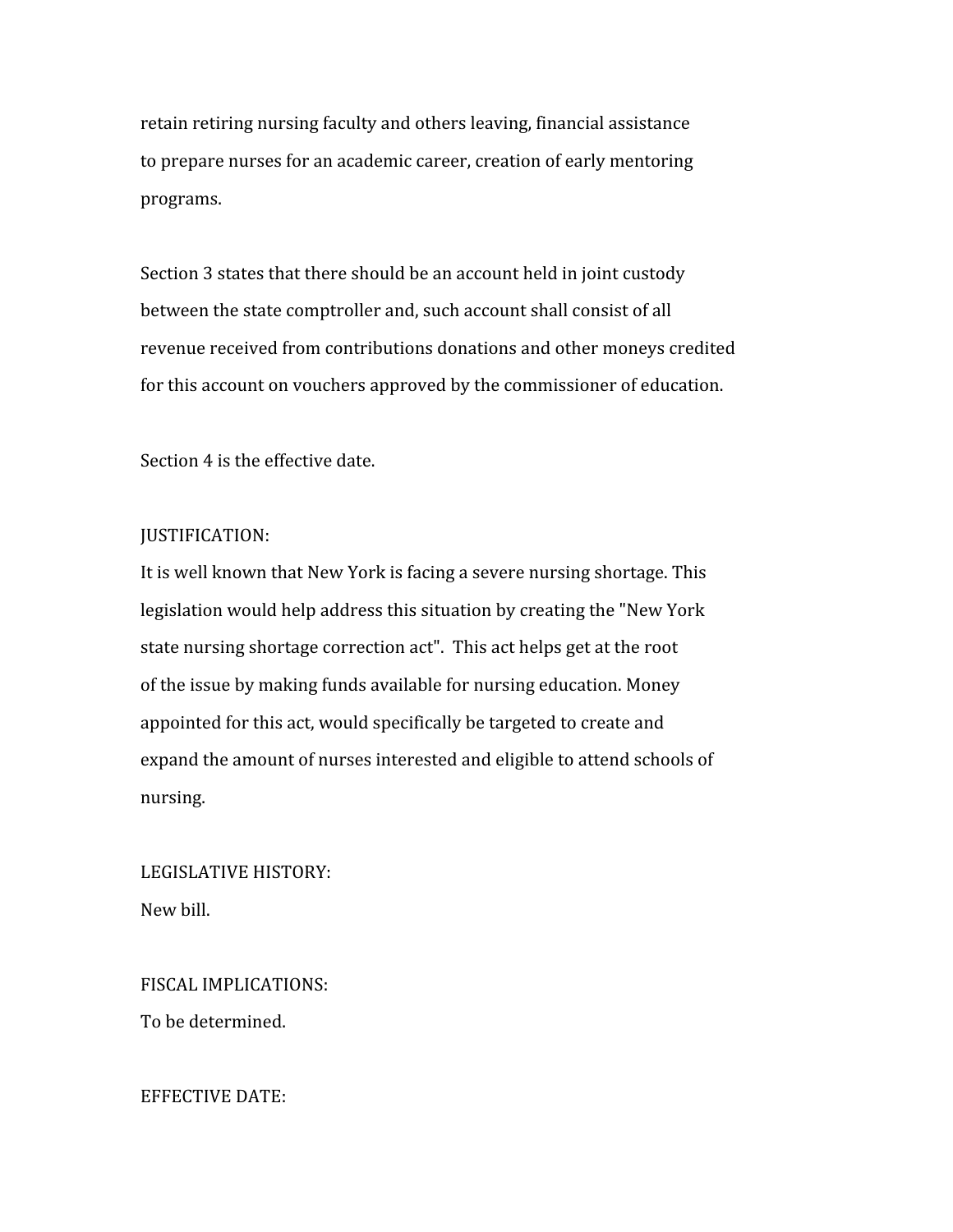retain retiring nursing faculty and others leaving, financial assistance to prepare nurses for an academic career, creation of early mentoring programs.

Section 3 states that there should be an account held in joint custody between the state comptroller and, such account shall consist of all revenue received from contributions donations and other moneys credited for this account on vouchers approved by the commissioner of education.

Section 4 is the effective date.

JUSTIFICATION:
It is well known that New York is facing a severe nursing shortage. This legislation would help address this situation by creating the "New York state nursing shortage correction act". This act helps get at the root of the issue by making funds available for nursing education. Money appointed for this act, would specifically be targeted to create and expand the amount of nurses interested and eligible to attend schools of nursing.

LEGISLATIVE HISTORY:
New bill.

FISCAL IMPLICATIONS:
To be determined.

EFFECTIVE DATE: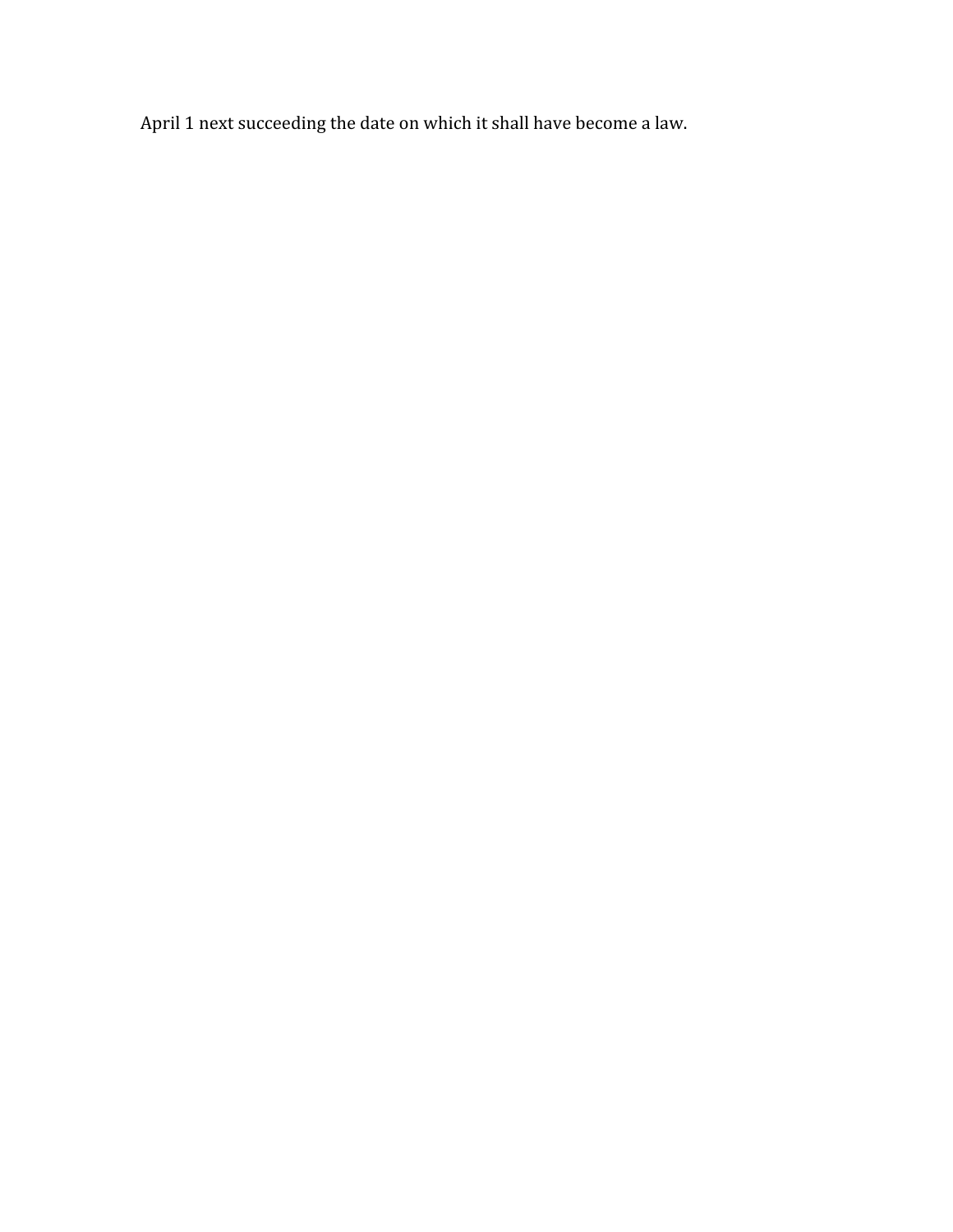April 1 next succeeding the date on which it shall have become a law.